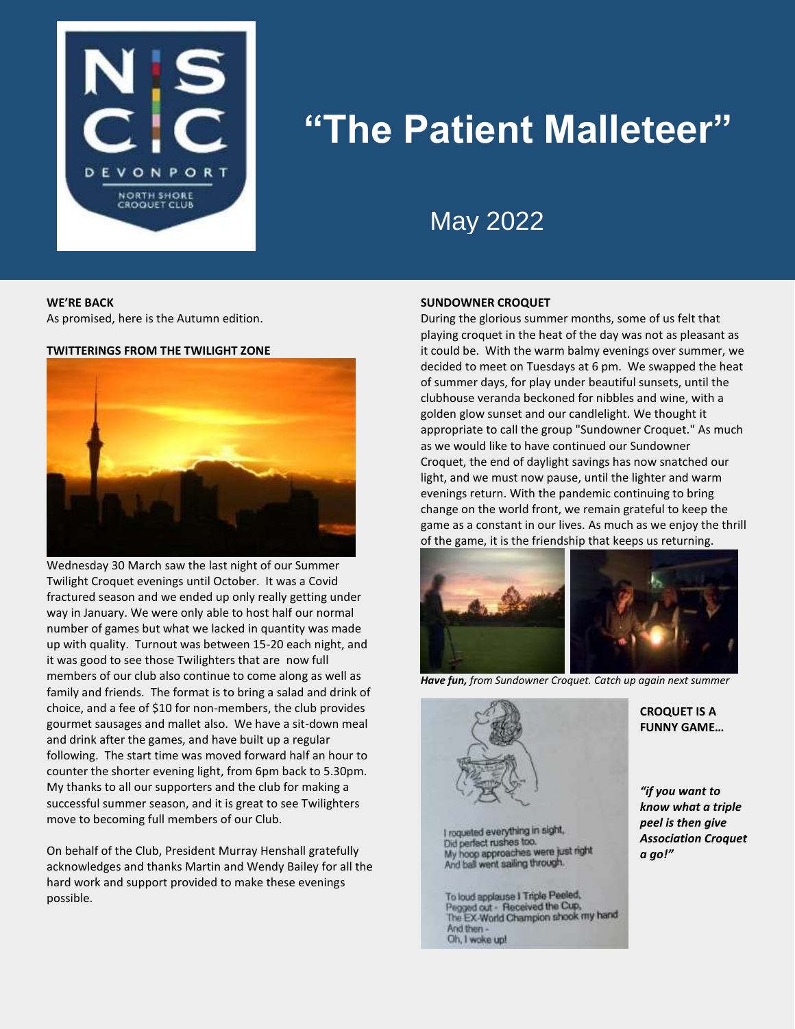# "The Patient Malleteer"

## May 2022

**WE'RE BACK**
As promised, here is the Autumn edition.

**TWITTERINGS FROM THE TWILIGHT ZONE**

Wednesday 30 March saw the last night of our Summer Twilight Croquet evenings until October. It was a Covid fractured season and we ended up only really getting under way in January. We were only able to host half our normal number of games but what we lacked in quantity was made up with quality. Turnout was between 15-20 each night, and it was good to see those Twilighters that are now full members of our club also continue to come along as well as family and friends. The format is to bring a salad and drink of choice, and a fee of $10 for non-members, the club provides gourmet sausages and mallet also. We have a sit-down meal and drink after the games, and have built up a regular following. The start time was moved forward half an hour to counter the shorter evening light, from 6pm back to 5.30pm. My thanks to all our supporters and the club for making a successful summer season, and it is great to see Twilighters move to becoming full members of our Club.

On behalf of the Club, President Murray Henshall gratefully acknowledges and thanks Martin and Wendy Bailey for all the hard work and support provided to make these evenings possible.

**SUNDOWNER CROQUET**
During the glorious summer months, some of us felt that playing croquet in the heat of the day was not as pleasant as it could be. With the warm balmy evenings over summer, we decided to meet on Tuesdays at 6 pm. We swapped the heat of summer days, for play under beautiful sunsets, until the clubhouse veranda beckoned for nibbles and wine, with a golden glow sunset and our candlelight. We thought it appropriate to call the group "Sundowner Croquet." As much as we would like to have continued our Sundowner Croquet, the end of daylight savings has now snatched our light, and we must now pause, until the lighter and warm evenings return. With the pandemic continuing to bring change on the world front, we remain grateful to keep the game as a constant in our lives. As much as we enjoy the thrill of the game, it is the friendship that keeps us returning.

***Have fun,*** *from Sundowner Croquet. Catch up again next summer*

**CROQUET IS A FUNNY GAME…**

I roqueted everything in sight,
Did perfect rushes too.
My hoop approaches were just right
And ball went sailing through.

To loud applause I Triple Peeled,
Pegged out - Received the Cup,
The EX-World Champion shook my hand
And then -
Oh, I woke up!

***"if you want to know what a triple peel is then give Association Croquet a go!"***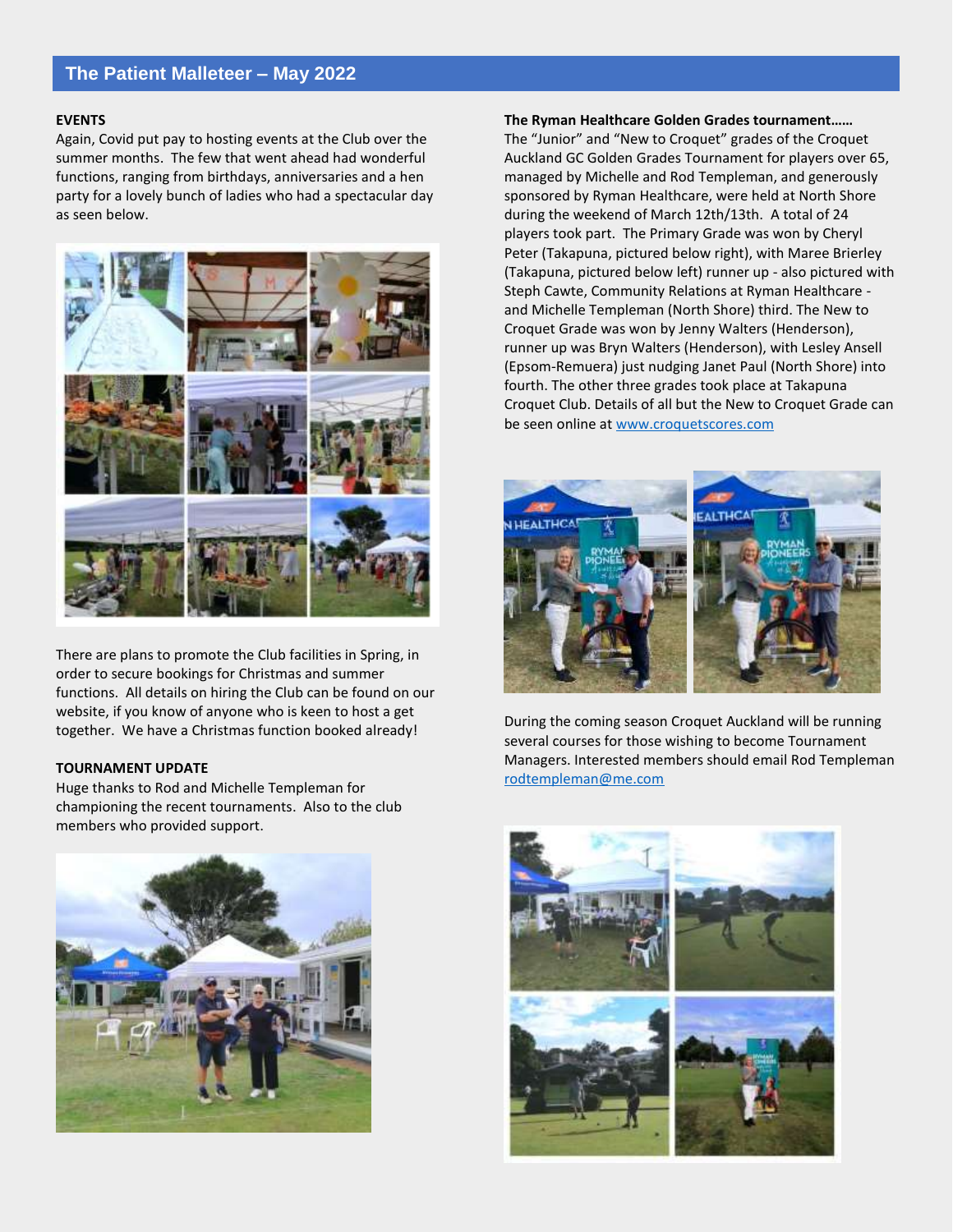## The Patient Malleteer – May 2022

**EVENTS**

Again, Covid put pay to hosting events at the Club over the summer months. The few that went ahead had wonderful functions, ranging from birthdays, anniversaries and a hen party for a lovely bunch of ladies who had a spectacular day as seen below.

There are plans to promote the Club facilities in Spring, in order to secure bookings for Christmas and summer functions. All details on hiring the Club can be found on our website, if you know of anyone who is keen to host a get together. We have a Christmas function booked already!

**TOURNAMENT UPDATE**

Huge thanks to Rod and Michelle Templeman for championing the recent tournaments. Also to the club members who provided support.

**The Ryman Healthcare Golden Grades tournament……**

The "Junior" and "New to Croquet" grades of the Croquet Auckland GC Golden Grades Tournament for players over 65, managed by Michelle and Rod Templeman, and generously sponsored by Ryman Healthcare, were held at North Shore during the weekend of March 12th/13th. A total of 24 players took part. The Primary Grade was won by Cheryl Peter (Takapuna, pictured below right), with Maree Brierley (Takapuna, pictured below left) runner up - also pictured with Steph Cawte, Community Relations at Ryman Healthcare - and Michelle Templeman (North Shore) third. The New to Croquet Grade was won by Jenny Walters (Henderson), runner up was Bryn Walters (Henderson), with Lesley Ansell (Epsom-Remuera) just nudging Janet Paul (North Shore) into fourth. The other three grades took place at Takapuna Croquet Club. Details of all but the New to Croquet Grade can be seen online at www.croquetscores.com

During the coming season Croquet Auckland will be running several courses for those wishing to become Tournament Managers. Interested members should email Rod Templeman rodtempleman@me.com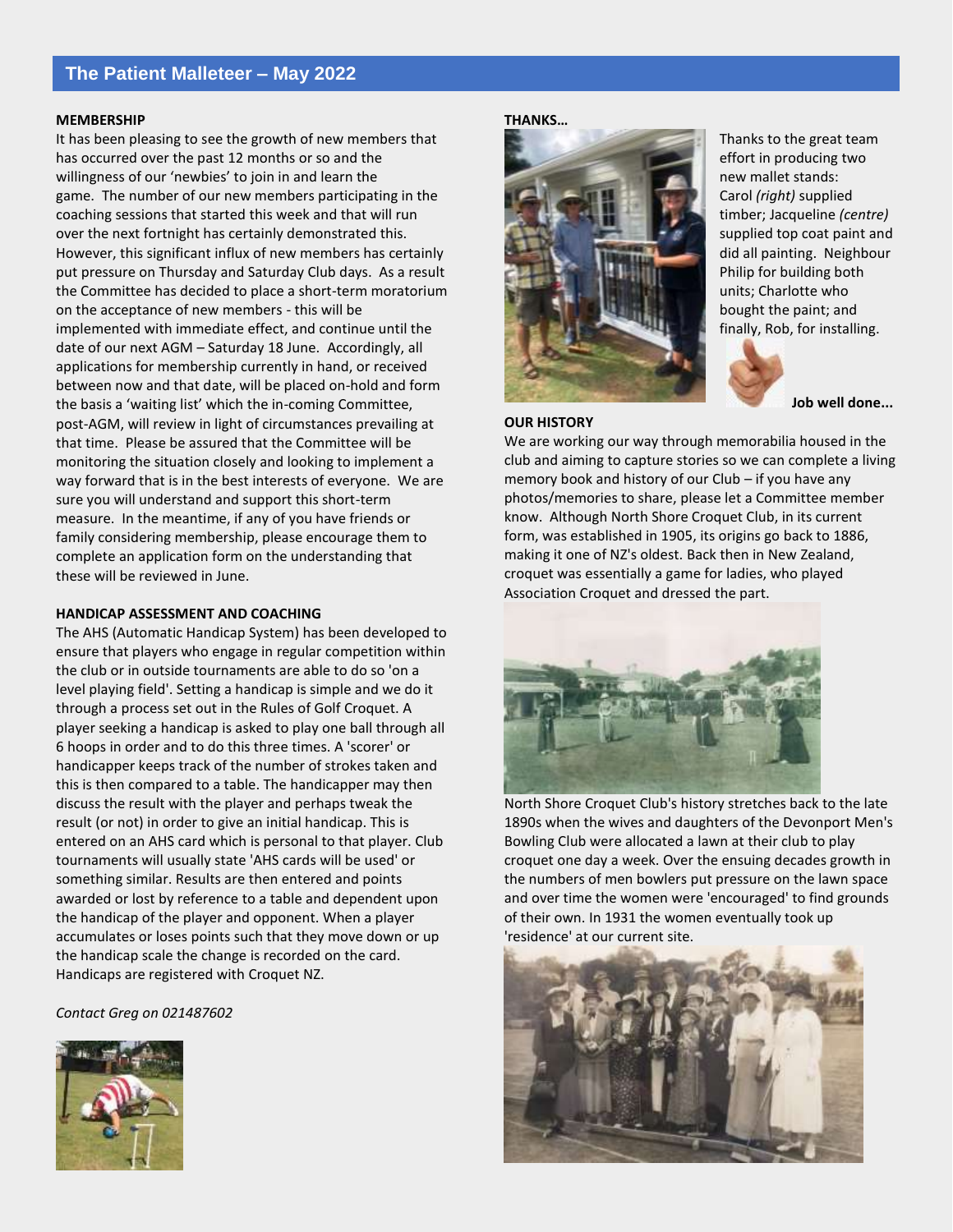## The Patient Malleteer – May 2022

**MEMBERSHIP**

It has been pleasing to see the growth of new members that has occurred over the past 12 months or so and the willingness of our 'newbies' to join in and learn the game. The number of our new members participating in the coaching sessions that started this week and that will run over the next fortnight has certainly demonstrated this. However, this significant influx of new members has certainly put pressure on Thursday and Saturday Club days. As a result the Committee has decided to place a short-term moratorium on the acceptance of new members - this will be implemented with immediate effect, and continue until the date of our next AGM – Saturday 18 June. Accordingly, all applications for membership currently in hand, or received between now and that date, will be placed on-hold and form the basis a 'waiting list' which the in-coming Committee, post-AGM, will review in light of circumstances prevailing at that time. Please be assured that the Committee will be monitoring the situation closely and looking to implement a way forward that is in the best interests of everyone. We are sure you will understand and support this short-term measure. In the meantime, if any of you have friends or family considering membership, please encourage them to complete an application form on the understanding that these will be reviewed in June.

**HANDICAP ASSESSMENT AND COACHING**

The AHS (Automatic Handicap System) has been developed to ensure that players who engage in regular competition within the club or in outside tournaments are able to do so 'on a level playing field'. Setting a handicap is simple and we do it through a process set out in the Rules of Golf Croquet. A player seeking a handicap is asked to play one ball through all 6 hoops in order and to do this three times. A 'scorer' or handicapper keeps track of the number of strokes taken and this is then compared to a table. The handicapper may then discuss the result with the player and perhaps tweak the result (or not) in order to give an initial handicap. This is entered on an AHS card which is personal to that player. Club tournaments will usually state 'AHS cards will be used' or something similar. Results are then entered and points awarded or lost by reference to a table and dependent upon the handicap of the player and opponent. When a player accumulates or loses points such that they move down or up the handicap scale the change is recorded on the card. Handicaps are registered with Croquet NZ.

*Contact Greg on 021487602*

**THANKS…**

Thanks to the great team effort in producing two new mallet stands: Carol *(right)* supplied timber; Jacqueline *(centre)* supplied top coat paint and did all painting. Neighbour Philip for building both units; Charlotte who bought the paint; and finally, Rob, for installing.

**Job well done...**

**OUR HISTORY**

We are working our way through memorabilia housed in the club and aiming to capture stories so we can complete a living memory book and history of our Club – if you have any photos/memories to share, please let a Committee member know. Although North Shore Croquet Club, in its current form, was established in 1905, its origins go back to 1886, making it one of NZ's oldest. Back then in New Zealand, croquet was essentially a game for ladies, who played Association Croquet and dressed the part.

North Shore Croquet Club's history stretches back to the late 1890s when the wives and daughters of the Devonport Men's Bowling Club were allocated a lawn at their club to play croquet one day a week. Over the ensuing decades growth in the numbers of men bowlers put pressure on the lawn space and over time the women were 'encouraged' to find grounds of their own. In 1931 the women eventually took up 'residence' at our current site.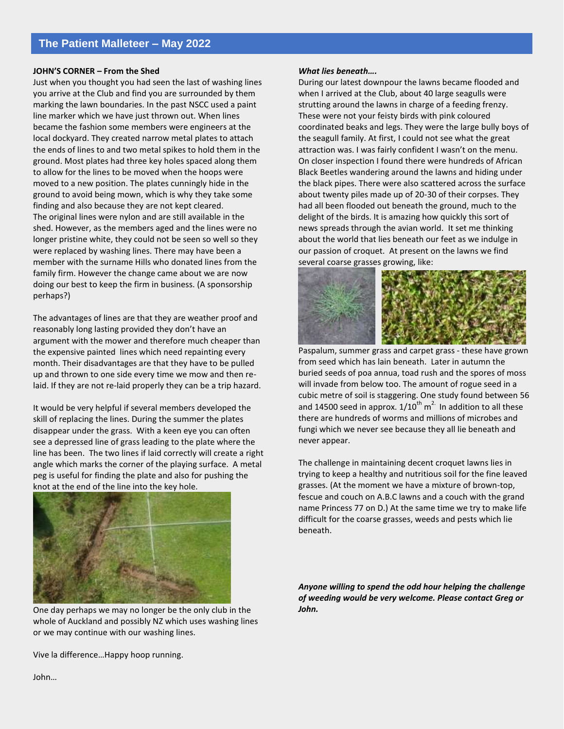## The Patient Malleteer – May 2022

**JOHN'S CORNER – From the Shed**

Just when you thought you had seen the last of washing lines you arrive at the Club and find you are surrounded by them marking the lawn boundaries. In the past NSCC used a paint line marker which we have just thrown out. When lines became the fashion some members were engineers at the local dockyard. They created narrow metal plates to attach the ends of lines to and two metal spikes to hold them in the ground. Most plates had three key holes spaced along them to allow for the lines to be moved when the hoops were moved to a new position. The plates cunningly hide in the ground to avoid being mown, which is why they take some finding and also because they are not kept cleared.
The original lines were nylon and are still available in the shed. However, as the members aged and the lines were no longer pristine white, they could not be seen so well so they were replaced by washing lines. There may have been a member with the surname Hills who donated lines from the family firm. However the change came about we are now doing our best to keep the firm in business. (A sponsorship perhaps?)

The advantages of lines are that they are weather proof and reasonably long lasting provided they don't have an argument with the mower and therefore much cheaper than the expensive painted lines which need repainting every month. Their disadvantages are that they have to be pulled up and thrown to one side every time we mow and then re-laid. If they are not re-laid properly they can be a trip hazard.

It would be very helpful if several members developed the skill of replacing the lines. During the summer the plates disappear under the grass. With a keen eye you can often see a depressed line of grass leading to the plate where the line has been. The two lines if laid correctly will create a right angle which marks the corner of the playing surface. A metal peg is useful for finding the plate and also for pushing the knot at the end of the line into the key hole.

One day perhaps we may no longer be the only club in the whole of Auckland and possibly NZ which uses washing lines or we may continue with our washing lines.

Vive la difference…Happy hoop running.

John…

***What lies beneath….***

During our latest downpour the lawns became flooded and when I arrived at the Club, about 40 large seagulls were strutting around the lawns in charge of a feeding frenzy. These were not your feisty birds with pink coloured coordinated beaks and legs. They were the large bully boys of the seagull family. At first, I could not see what the great attraction was. I was fairly confident I wasn't on the menu. On closer inspection I found there were hundreds of African Black Beetles wandering around the lawns and hiding under the black pipes. There were also scattered across the surface about twenty piles made up of 20-30 of their corpses. They had all been flooded out beneath the ground, much to the delight of the birds. It is amazing how quickly this sort of news spreads through the avian world. It set me thinking about the world that lies beneath our feet as we indulge in our passion of croquet. At present on the lawns we find several coarse grasses growing, like:

Paspalum, summer grass and carpet grass - these have grown from seed which has lain beneath. Later in autumn the buried seeds of poa annua, toad rush and the spores of moss will invade from below too. The amount of rogue seed in a cubic metre of soil is staggering. One study found between 56 and 14500 seed in approx. $1/10^{th}$ $m^2$. In addition to all these there are hundreds of worms and millions of microbes and fungi which we never see because they all lie beneath and never appear.

The challenge in maintaining decent croquet lawns lies in trying to keep a healthy and nutritious soil for the fine leaved grasses. (At the moment we have a mixture of brown-top, fescue and couch on A.B.C lawns and a couch with the grand name Princess 77 on D.) At the same time we try to make life difficult for the coarse grasses, weeds and pests which lie beneath.

***Anyone willing to spend the odd hour helping the challenge of weeding would be very welcome. Please contact Greg or John.***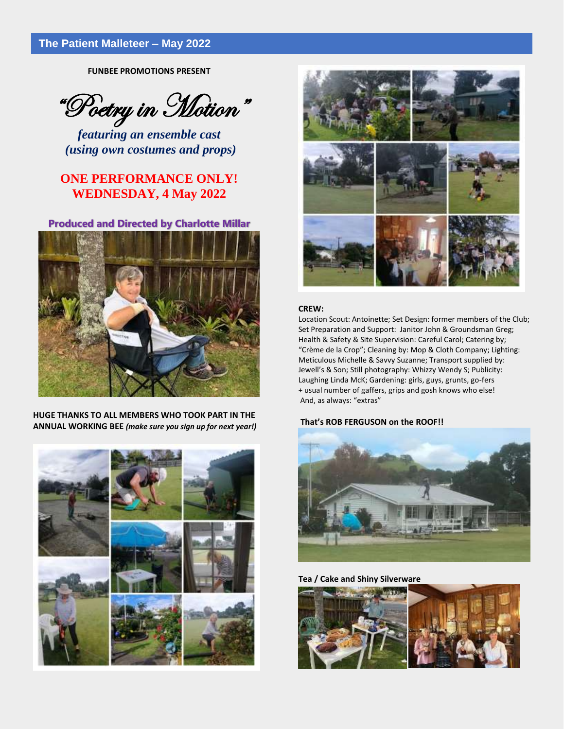## The Patient Malleteer – May 2022

**FUNBEE PROMOTIONS PRESENT**

# *"Poetry in Motion"*

***featuring an ensemble cast***
***(using own costumes and props)***

**ONE PERFORMANCE ONLY!**
**WEDNESDAY, 4 May 2022**

**Produced and Directed by Charlotte Millar**

**HUGE THANKS TO ALL MEMBERS WHO TOOK PART IN THE ANNUAL WORKING BEE** ***(make sure you sign up for next year!)***

**CREW:**

Location Scout: Antoinette; Set Design: former members of the Club; Set Preparation and Support: Janitor John & Groundsman Greg; Health & Safety & Site Supervision: Careful Carol; Catering by; "Crème de la Crop"; Cleaning by: Mop & Cloth Company; Lighting: Meticulous Michelle & Savvy Suzanne; Transport supplied by: Jewell's & Son; Still photography: Whizzy Wendy S; Publicity: Laughing Linda McK; Gardening: girls, guys, grunts, go-fers + usual number of gaffers, grips and gosh knows who else! And, as always: "extras"

**That's ROB FERGUSON on the ROOF!!**

**Tea / Cake and Shiny Silverware**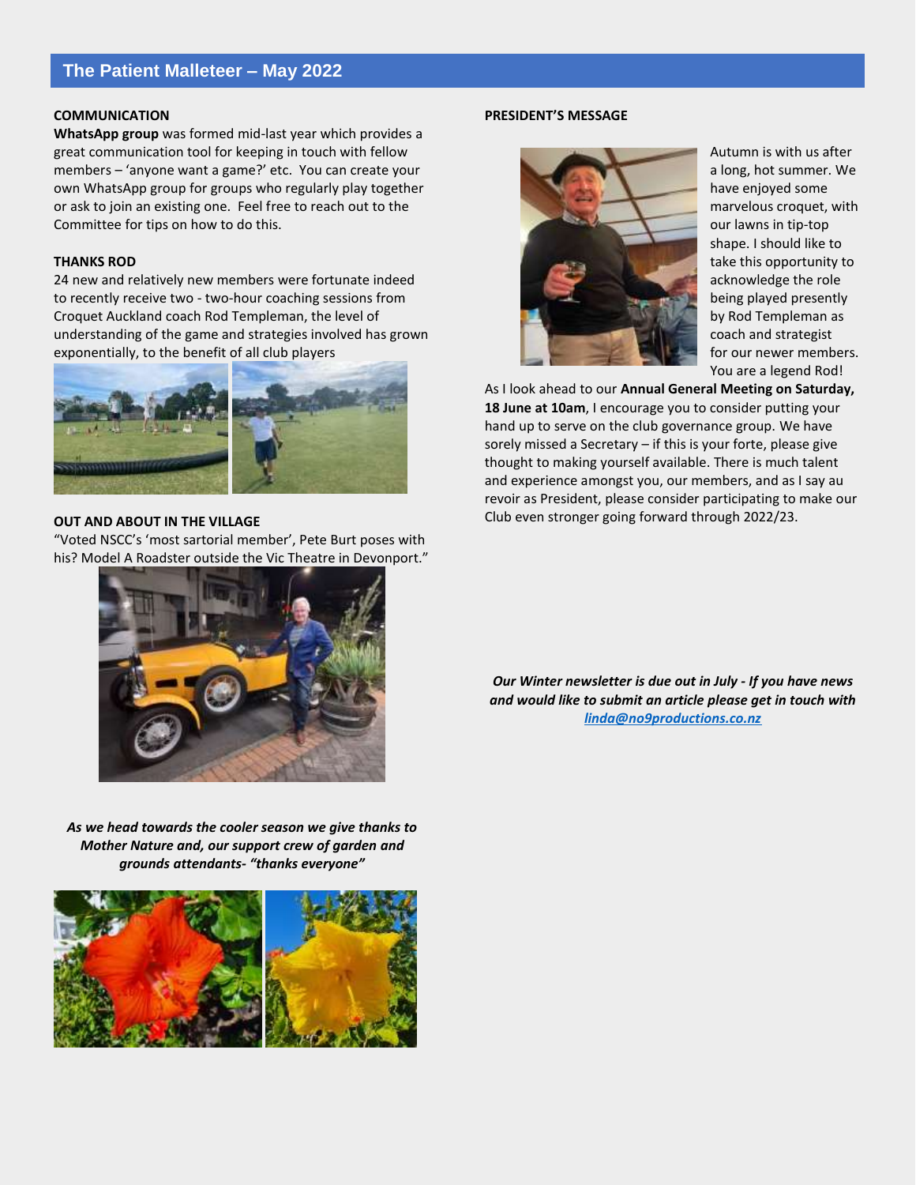## The Patient Malleteer – May 2022

**COMMUNICATION**

**WhatsApp group** was formed mid-last year which provides a great communication tool for keeping in touch with fellow members – 'anyone want a game?' etc. You can create your own WhatsApp group for groups who regularly play together or ask to join an existing one. Feel free to reach out to the Committee for tips on how to do this.

**THANKS ROD**

24 new and relatively new members were fortunate indeed to recently receive two - two-hour coaching sessions from Croquet Auckland coach Rod Templeman, the level of understanding of the game and strategies involved has grown exponentially, to the benefit of all club players

**OUT AND ABOUT IN THE VILLAGE**

"Voted NSCC's 'most sartorial member', Pete Burt poses with his? Model A Roadster outside the Vic Theatre in Devonport."

***As we head towards the cooler season we give thanks to Mother Nature and, our support crew of garden and grounds attendants- "thanks everyone"***

**PRESIDENT'S MESSAGE**

Autumn is with us after a long, hot summer. We have enjoyed some marvelous croquet, with our lawns in tip-top shape. I should like to take this opportunity to acknowledge the role being played presently by Rod Templeman as coach and strategist for our newer members. You are a legend Rod!

As I look ahead to our **Annual General Meeting on Saturday, 18 June at 10am**, I encourage you to consider putting your hand up to serve on the club governance group. We have sorely missed a Secretary – if this is your forte, please give thought to making yourself available. There is much talent and experience amongst you, our members, and as I say au revoir as President, please consider participating to make our Club even stronger going forward through 2022/23.

***Our Winter newsletter is due out in July - If you have news and would like to submit an article please get in touch with [linda@no9productions.co.nz](mailto:linda@no9productions.co.nz)***